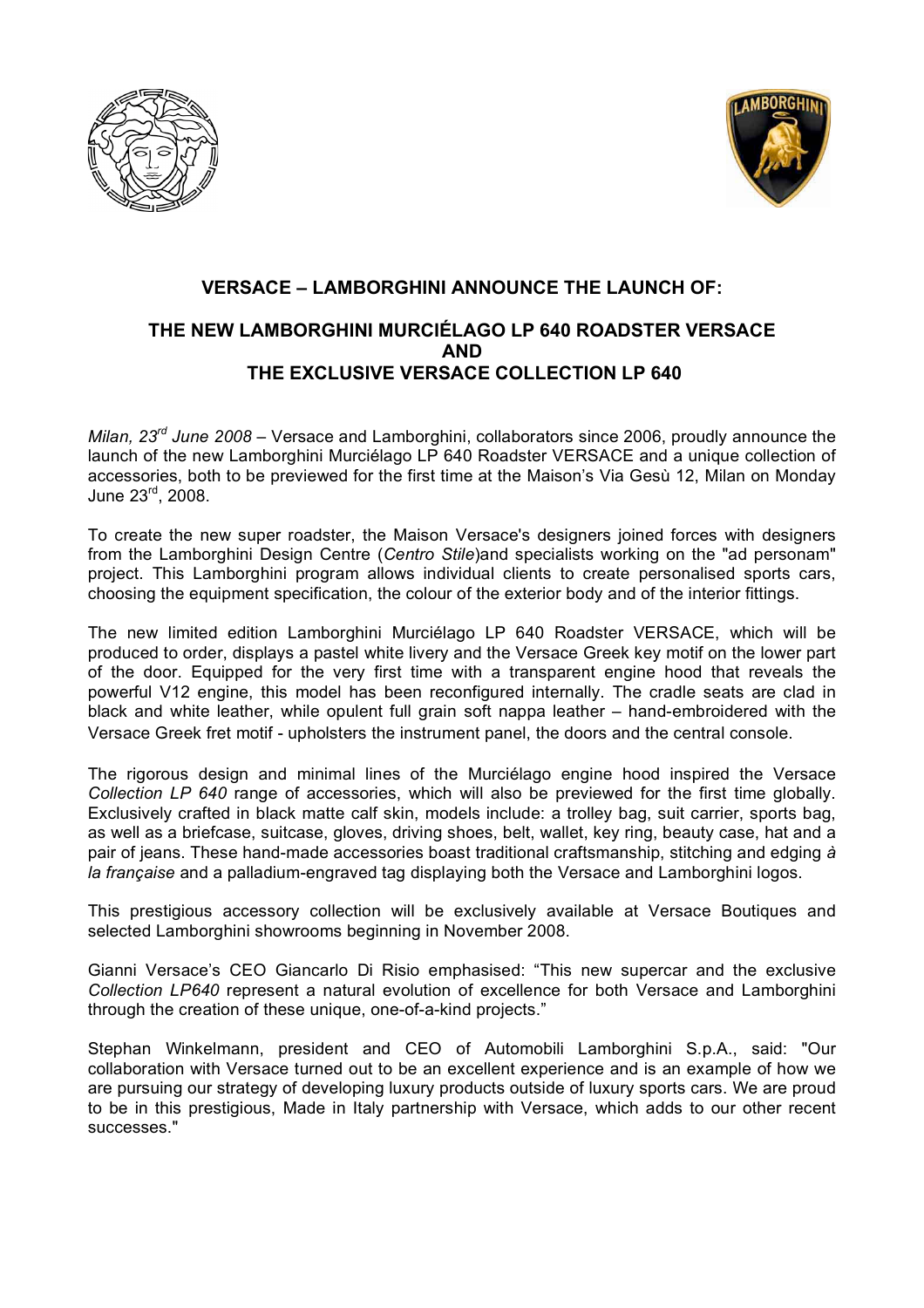## VERSACE – LAMBORGHINI ANNOUNCE THE LAUNCH OF:

## THE NEW LAMBORGHINI MURCIÉLAGO LP 640 ROADSTER VERSACE AND THE EXCLUSIVE VERSACE COLLECTION LP 640

*Milan, 23rd June 2008* – Versace and Lamborghini, collaborators since 2006, proudly announce the launch of the new Lamborghini Murciélago LP 640 Roadster VERSACE and a unique collection of accessories, both to be previewed for the first time at the Maison's Via Gesù 12, Milan on Monday June 23rd, 2008.

To create the new super roadster, the Maison Versace's designers joined forces with designers from the Lamborghini Design Centre (*Centro Stile*)and specialists working on the "ad personam" project. This Lamborghini program allows individual clients to create personalised sports cars, choosing the equipment specification, the colour of the exterior body and of the interior fittings.

The new limited edition Lamborghini Murciélago LP 640 Roadster VERSACE, which will be produced to order, displays a pastel white livery and the Versace Greek key motif on the lower part of the door. Equipped for the very first time with a transparent engine hood that reveals the powerful V12 engine, this model has been reconfigured internally. The cradle seats are clad in black and white leather, while opulent full grain soft nappa leather – hand-embroidered with the Versace Greek fret motif - upholsters the instrument panel, the doors and the central console.

The rigorous design and minimal lines of the Murciélago engine hood inspired the Versace *Collection LP 640* range of accessories, which will also be previewed for the first time globally. Exclusively crafted in black matte calf skin, models include: a trolley bag, suit carrier, sports bag, as well as a briefcase, suitcase, gloves, driving shoes, belt, wallet, key ring, beauty case, hat and a pair of jeans. These hand-made accessories boast traditional craftsmanship, stitching and edging *à la française* and a palladium-engraved tag displaying both the Versace and Lamborghini logos.

This prestigious accessory collection will be exclusively available at Versace Boutiques and selected Lamborghini showrooms beginning in November 2008.

Gianni Versace's CEO Giancarlo Di Risio emphasised: "This new supercar and the exclusive *Collection LP640* represent a natural evolution of excellence for both Versace and Lamborghini through the creation of these unique, one-of-a-kind projects."

Stephan Winkelmann, president and CEO of Automobili Lamborghini S.p.A., said: "Our collaboration with Versace turned out to be an excellent experience and is an example of how we are pursuing our strategy of developing luxury products outside of luxury sports cars. We are proud to be in this prestigious, Made in Italy partnership with Versace, which adds to our other recent successes."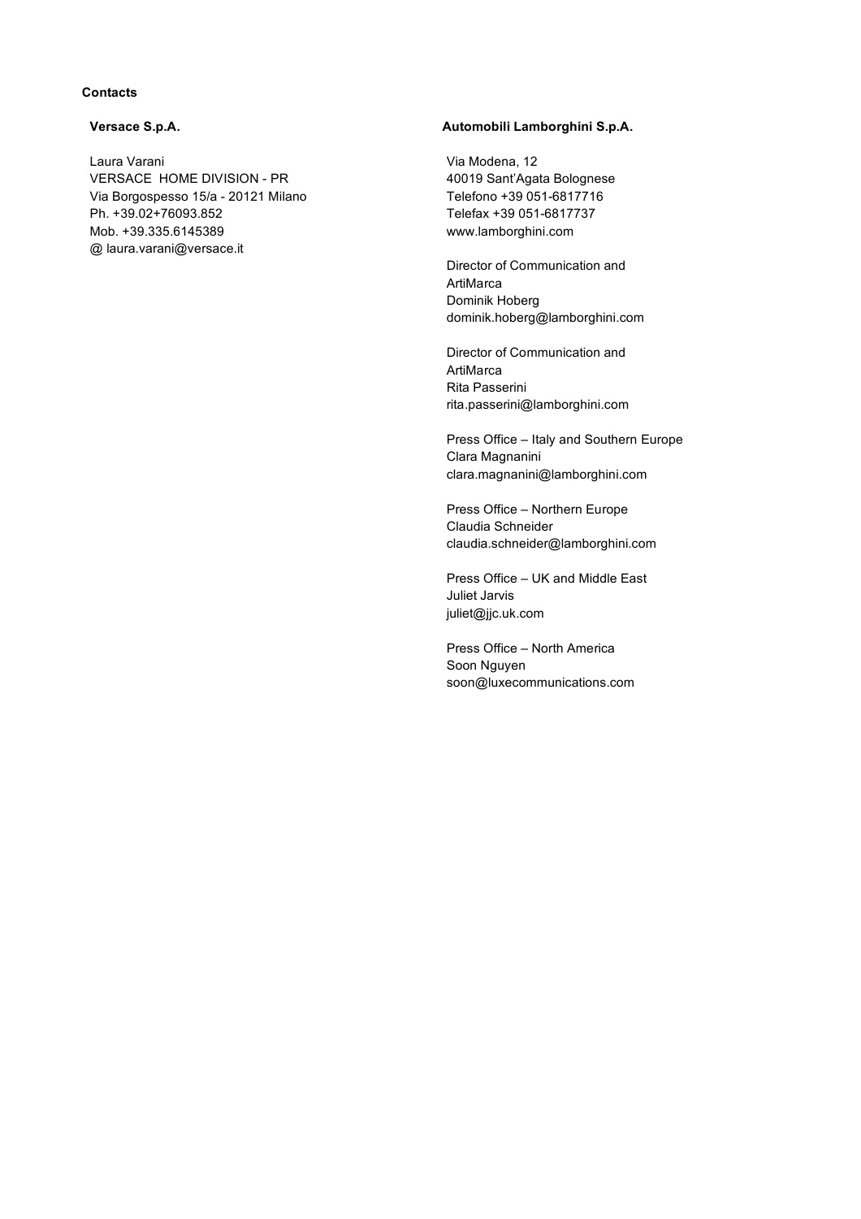**Contacts**

**Versace S.p.A.**

Laura Varani
VERSACE HOME DIVISION - PR
Via Borgospesso 15/a - 20121 Milano
Ph. +39.02+76093.852
Mob. +39.335.6145389
@ laura.varani@versace.it

**Automobili Lamborghini S.p.A.**

Via Modena, 12
40019 Sant'Agata Bolognese
Telefono +39 051-6817716
Telefax +39 051-6817737
www.lamborghini.com

Director of Communication and ArtiMarca
Dominik Hoberg
dominik.hoberg@lamborghini.com

Director of Communication and ArtiMarca
Rita Passerini
rita.passerini@lamborghini.com

Press Office – Italy and Southern Europe
Clara Magnanini
clara.magnanini@lamborghini.com

Press Office – Northern Europe
Claudia Schneider
claudia.schneider@lamborghini.com

Press Office – UK and Middle East
Juliet Jarvis
juliet@jjc.uk.com

Press Office – North America
Soon Nguyen
soon@luxecommunications.com